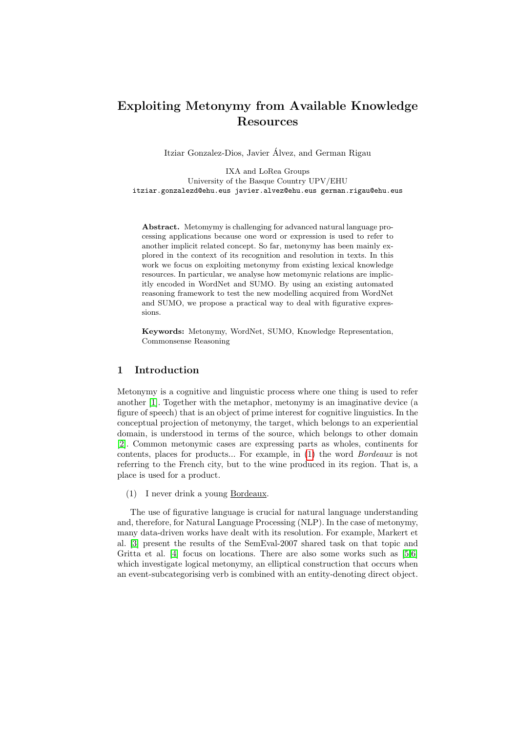# Exploiting Metonymy from Available Knowledge Resources

Itziar Gonzalez-Dios, Javier Álvez, and German Rigau

IXA and LoRea Groups
University of the Basque Country UPV/EHU
itziar.gonzalezd@ehu.eus javier.alvez@ehu.eus german.rigau@ehu.eus

**Abstract.** Metomymy is challenging for advanced natural language processing applications because one word or expression is used to refer to another implicit related concept. So far, metonymy has been mainly explored in the context of its recognition and resolution in texts. In this work we focus on exploiting metonymy from existing lexical knowledge resources. In particular, we analyse how metomynic relations are implicitly encoded in WordNet and SUMO. By using an existing automated reasoning framework to test the new modelling acquired from WordNet and SUMO, we propose a practical way to deal with figurative expressions.

**Keywords:** Metonymy, WordNet, SUMO, Knowledge Representation, Commonsense Reasoning

## 1 Introduction

Metonymy is a cognitive and linguistic process where one thing is used to refer another [1]. Together with the metaphor, metonymy is an imaginative device (a figure of speech) that is an object of prime interest for cognitive linguistics. In the conceptual projection of metonymy, the target, which belongs to an experiential domain, is understood in terms of the source, which belongs to other domain [2]. Common metonymic cases are expressing parts as wholes, continents for contents, places for products... For example, in (1) the word *Bordeaux* is not referring to the French city, but to the wine produced in its region. That is, a place is used for a product.

(1) I never drink a young Bordeaux.

The use of figurative language is crucial for natural language understanding and, therefore, for Natural Language Processing (NLP). In the case of metonymy, many data-driven works have dealt with its resolution. For example, Markert et al. [3] present the results of the SemEval-2007 shared task on that topic and Gritta et al. [4] focus on locations. There are also some works such as [5,6] which investigate logical metonymy, an elliptical construction that occurs when an event-subcategorising verb is combined with an entity-denoting direct object.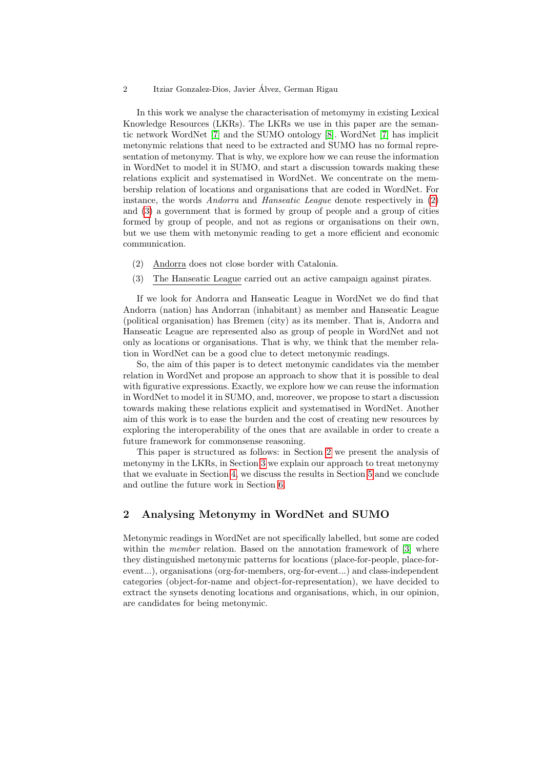In this work we analyse the characterisation of metomymy in existing Lexical Knowledge Resources (LKRs). The LKRs we use in this paper are the semantic network WordNet [7] and the SUMO ontology [8]. WordNet [7] has implicit metonymic relations that need to be extracted and SUMO has no formal representation of metonymy. That is why, we explore how we can reuse the information in WordNet to model it in SUMO, and start a discussion towards making these relations explicit and systematised in WordNet. We concentrate on the membership relation of locations and organisations that are coded in WordNet. For instance, the words *Andorra* and *Hanseatic League* denote respectively in (2) and (3) a government that is formed by group of people and a group of cities formed by group of people, and not as regions or organisations on their own, but we use them with metonymic reading to get a more efficient and economic communication.

(2) <u>Andorra</u> does not close border with Catalonia.

(3) <u>The Hanseatic League</u> carried out an active campaign against pirates.

If we look for Andorra and Hanseatic League in WordNet we do find that Andorra (nation) has Andorran (inhabitant) as member and Hanseatic League (political organisation) has Bremen (city) as its member. That is, Andorra and Hanseatic League are represented also as group of people in WordNet and not only as locations or organisations. That is why, we think that the member relation in WordNet can be a good clue to detect metonymic readings.

So, the aim of this paper is to detect metonymic candidates via the member relation in WordNet and propose an approach to show that it is possible to deal with figurative expressions. Exactly, we explore how we can reuse the information in WordNet to model it in SUMO, and, moreover, we propose to start a discussion towards making these relations explicit and systematised in WordNet. Another aim of this work is to ease the burden and the cost of creating new resources by exploring the interoperability of the ones that are available in order to create a future framework for commonsense reasoning.

This paper is structured as follows: in Section 2 we present the analysis of metonymy in the LKRs, in Section 3 we explain our approach to treat metonymy that we evaluate in Section 4, we discuss the results in Section 5 and we conclude and outline the future work in Section 6.

## 2 Analysing Metonymy in WordNet and SUMO

Metonymic readings in WordNet are not specifically labelled, but some are coded within the *member* relation. Based on the annotation framework of [3] where they distinguished metonymic patterns for locations (place-for-people, place-for-event...), organisations (org-for-members, org-for-event...) and class-independent categories (object-for-name and object-for-representation), we have decided to extract the synsets denoting locations and organisations, which, in our opinion, are candidates for being metonymic.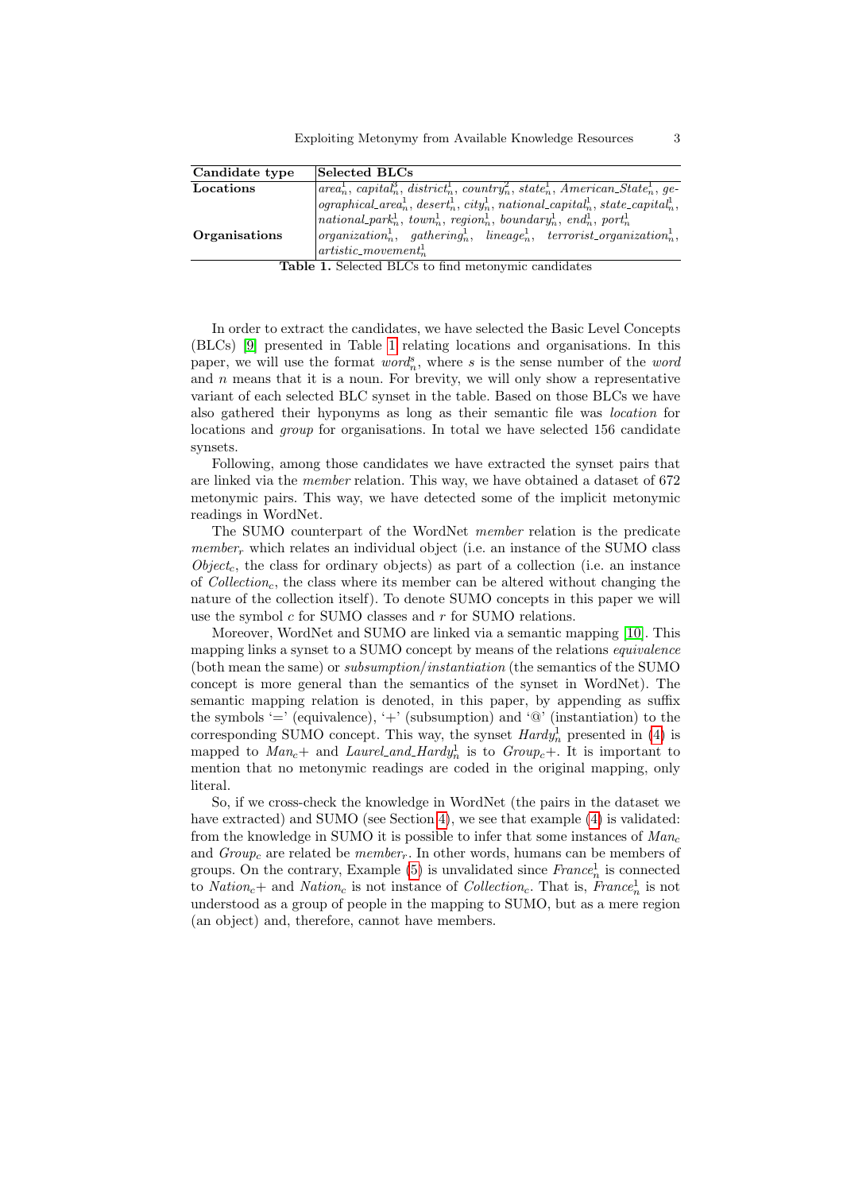| Candidate type | Selected BLCs |
|---|---|
| **Locations** | $area_n^1$, $capital_n^3$, $district_n^1$, $country_n^2$, $state_n^1$, $American\_State_n^1$, $geographical\_area_n^1$, $desert_n^1$, $city_n^1$, $national\_capital_n^1$, $state\_capital_n^1$, $national\_park_n^1$, $town_n^1$, $region_n^1$, $boundary_n^1$, $end_n^1$, $port_n^1$ |
| **Organisations** | $organization_n^1$, $gathering_n^1$, $lineage_n^1$, $terrorist\_organization_n^1$, $artistic\_movement_n^1$ |

**Table 1.** Selected BLCs to find metonymic candidates

In order to extract the candidates, we have selected the Basic Level Concepts (BLCs) [9] presented in Table 1 relating locations and organisations. In this paper, we will use the format $word_n^s$, where $s$ is the sense number of the *word* and $n$ means that it is a noun. For brevity, we will only show a representative variant of each selected BLC synset in the table. Based on those BLCs we have also gathered their hyponyms as long as their semantic file was *location* for locations and *group* for organisations. In total we have selected 156 candidate synsets.

Following, among those candidates we have extracted the synset pairs that are linked via the *member* relation. This way, we have obtained a dataset of 672 metonymic pairs. This way, we have detected some of the implicit metonymic readings in WordNet.

The SUMO counterpart of the WordNet *member* relation is the predicate $member_r$ which relates an individual object (i.e. an instance of the SUMO class $Object_c$, the class for ordinary objects) as part of a collection (i.e. an instance of $Collection_c$, the class where its member can be altered without changing the nature of the collection itself). To denote SUMO concepts in this paper we will use the symbol $c$ for SUMO classes and $r$ for SUMO relations.

Moreover, WordNet and SUMO are linked via a semantic mapping [10]. This mapping links a synset to a SUMO concept by means of the relations *equivalence* (both mean the same) or *subsumption/instantiation* (the semantics of the SUMO concept is more general than the semantics of the synset in WordNet). The semantic mapping relation is denoted, in this paper, by appending as suffix the symbols '=' (equivalence), '+' (subsumption) and '@' (instantiation) to the corresponding SUMO concept. This way, the synset $Hardy_n^1$ presented in (4) is mapped to $Man_c+$ and $Laurel\_and\_Hardy_n^1$ is to $Group_c+$. It is important to mention that no metonymic readings are coded in the original mapping, only literal.

So, if we cross-check the knowledge in WordNet (the pairs in the dataset we have extracted) and SUMO (see Section 4), we see that example (4) is validated: from the knowledge in SUMO it is possible to infer that some instances of $Man_c$ and $Group_c$ are related be $member_r$. In other words, humans can be members of groups. On the contrary, Example (5) is unvalidated since $France_n^1$ is connected to $Nation_c+$ and $Nation_c$ is not instance of $Collection_c$. That is, $France_n^1$ is not understood as a group of people in the mapping to SUMO, but as a mere region (an object) and, therefore, cannot have members.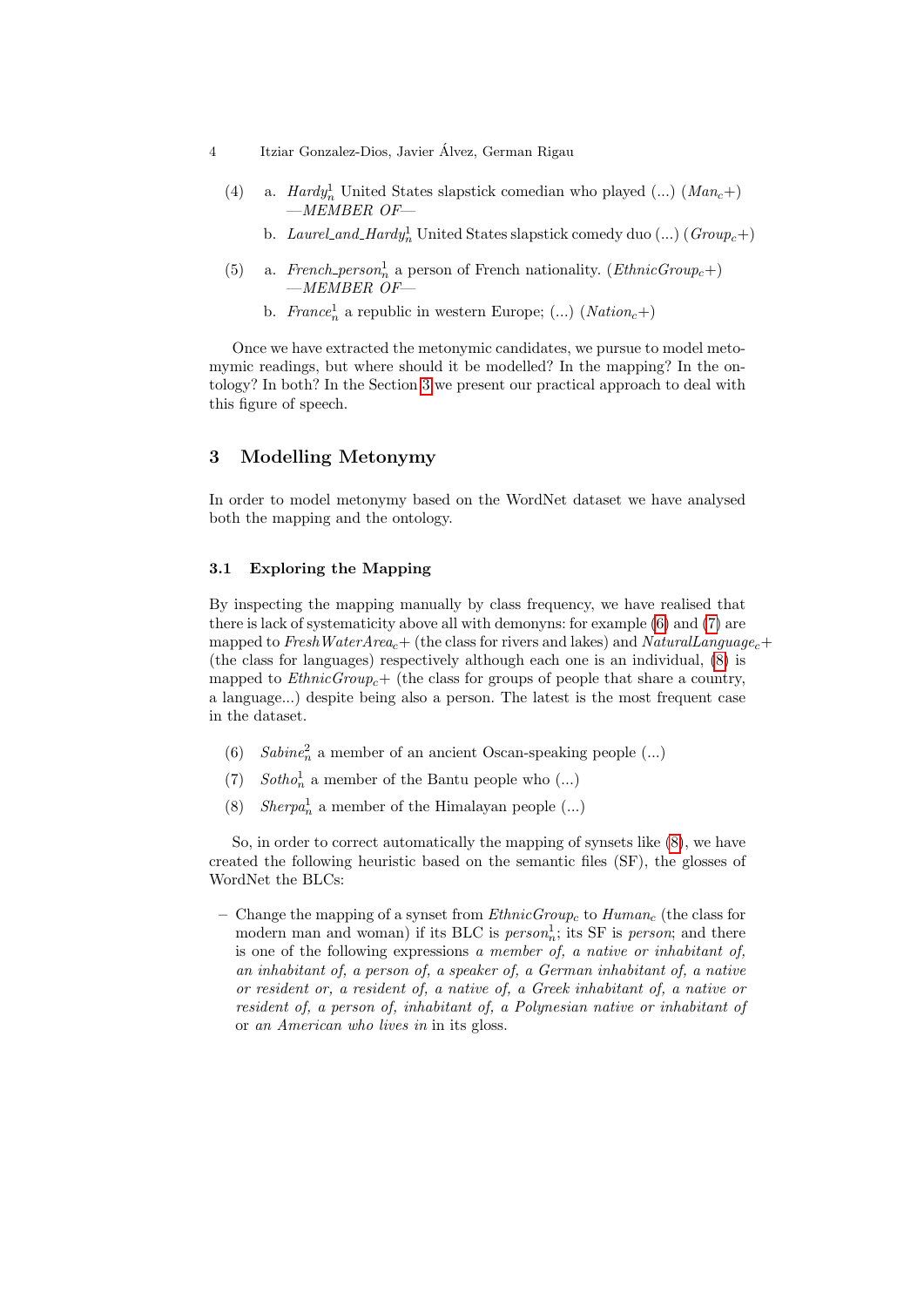(4) a. $Hardy^1_n$ United States slapstick comedian who played (...) ($Man_c$+)
—*MEMBER OF*—

b. $Laurel\_and\_Hardy^1_n$ United States slapstick comedy duo (...) ($Group_c$+)

(5) a. $French\_person^1_n$ a person of French nationality. ($EthnicGroup_c$+)
—*MEMBER OF*—

b. $France^1_n$ a republic in western Europe; (...) ($Nation_c$+)

Once we have extracted the metonymic candidates, we pursue to model metonymic readings, but where should it be modelled? In the mapping? In the ontology? In both? In the Section 3 we present our practical approach to deal with this figure of speech.

## 3 Modelling Metonymy

In order to model metonymy based on the WordNet dataset we have analysed both the mapping and the ontology.

### 3.1 Exploring the Mapping

By inspecting the mapping manually by class frequency, we have realised that there is lack of systematicity above all with demonyns: for example (6) and (7) are mapped to $FreshWaterArea_c$+ (the class for rivers and lakes) and $NaturalLanguage_c$+ (the class for languages) respectively although each one is an individual, (8) is mapped to $EthnicGroup_c$+ (the class for groups of people that share a country, a language...) despite being also a person. The latest is the most frequent case in the dataset.

(6) $Sabine^2_n$ a member of an ancient Oscan-speaking people (...)

(7) $Sotho^1_n$ a member of the Bantu people who (...)

(8) $Sherpa^1_n$ a member of the Himalayan people (...)

So, in order to correct automatically the mapping of synsets like (8), we have created the following heuristic based on the semantic files (SF), the glosses of WordNet the BLCs:

– Change the mapping of a synset from $EthnicGroup_c$ to $Human_c$ (the class for modern man and woman) if its BLC is $person^1_n$; its SF is *person*; and there is one of the following expressions *a member of, a native or inhabitant of, an inhabitant of, a person of, a speaker of, a German inhabitant of, a native or resident or, a resident of, a native of, a Greek inhabitant of, a native or resident of, a person of, inhabitant of, a Polynesian native or inhabitant of* or *an American who lives in* in its gloss.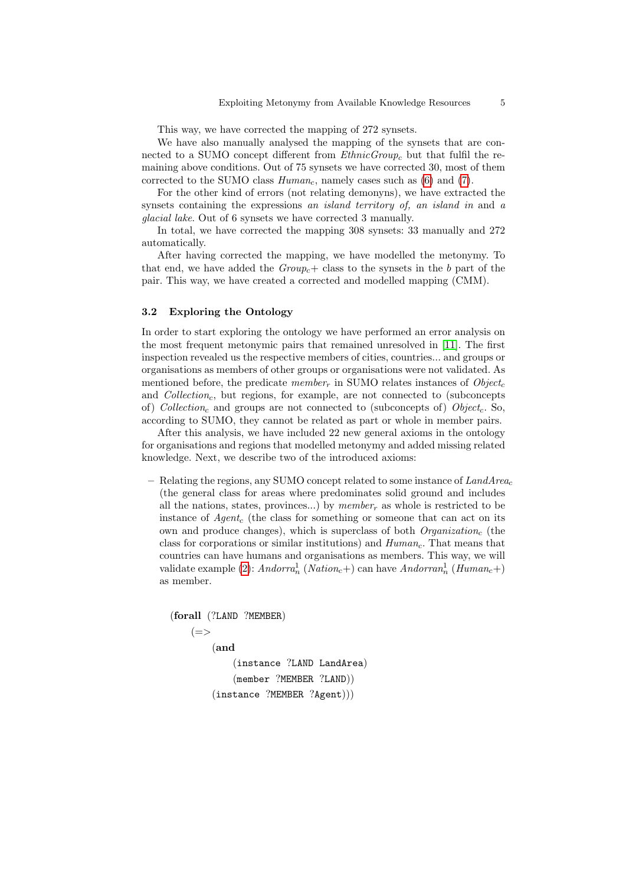This way, we have corrected the mapping of 272 synsets.

We have also manually analysed the mapping of the synsets that are connected to a SUMO concept different from $EthnicGroup_c$ but that fulfil the remaining above conditions. Out of 75 synsets we have corrected 30, most of them corrected to the SUMO class $Human_c$, namely cases such as (6) and (7).

For the other kind of errors (not relating demonyns), we have extracted the synsets containing the expressions *an island territory of, an island in* and *a glacial lake*. Out of 6 synsets we have corrected 3 manually.

In total, we have corrected the mapping 308 synsets: 33 manually and 272 automatically.

After having corrected the mapping, we have modelled the metonymy. To that end, we have added the $Group_c$+ class to the synsets in the *b* part of the pair. This way, we have created a corrected and modelled mapping (CMM).

### 3.2 Exploring the Ontology

In order to start exploring the ontology we have performed an error analysis on the most frequent metonymic pairs that remained unresolved in [11]. The first inspection revealed us the respective members of cities, countries... and groups or organisations as members of other groups or organisations were not validated. As mentioned before, the predicate $member_r$ in SUMO relates instances of $Object_c$ and $Collection_c$, but regions, for example, are not connected to (subconcepts of) $Collection_c$ and groups are not connected to (subconcepts of) $Object_c$. So, according to SUMO, they cannot be related as part or whole in member pairs.

After this analysis, we have included 22 new general axioms in the ontology for organisations and regions that modelled metonymy and added missing related knowledge. Next, we describe two of the introduced axioms:

– Relating the regions, any SUMO concept related to some instance of $LandArea_c$ (the general class for areas where predominates solid ground and includes all the nations, states, provinces...) by $member_r$ as whole is restricted to be instance of $Agent_c$ (the class for something or someone that can act on its own and produce changes), which is superclass of both $Organization_c$ (the class for corporations or similar institutions) and $Human_c$. That means that countries can have humans and organisations as members. This way, we will validate example (2): $Andorra_n^1$ ($Nation_c$+) can have $Andorran_n^1$ ($Human_c$+) as member.

```
(forall (?LAND ?MEMBER)
  (=>
    (and
      (instance ?LAND LandArea)
      (member ?MEMBER ?LAND))
    (instance ?MEMBER ?Agent)))
```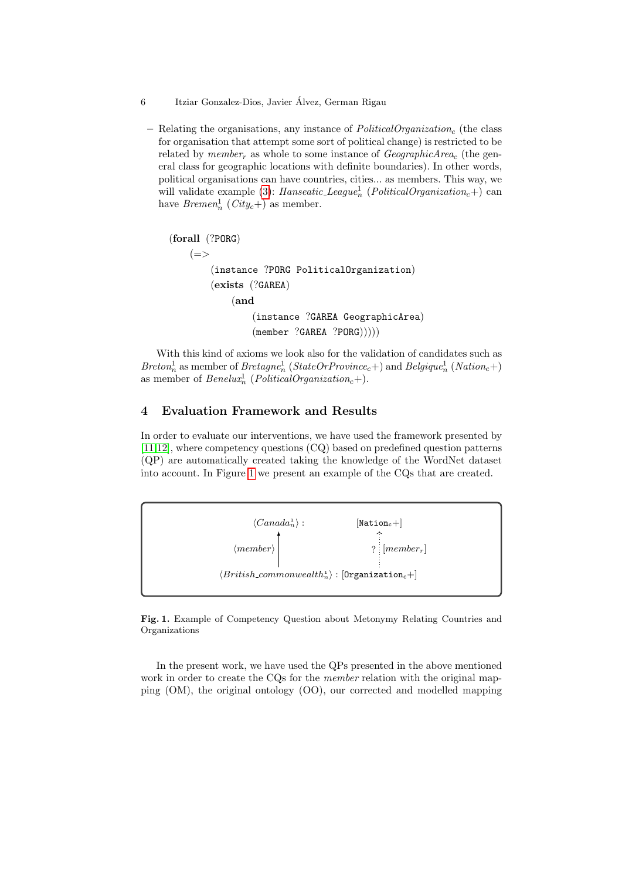- Relating the organisations, any instance of $PoliticalOrganization_c$ (the class for organisation that attempt some sort of political change) is restricted to be related by $member_r$ as whole to some instance of $GeographicArea_c$ (the general class for geographic locations with definite boundaries). In other words, political organisations can have countries, cities... as members. This way, we will validate example (3): $Hanseatic\_League^1_n$ ($PoliticalOrganization_c$+) can have $Bremen^1_n$ ($City_c$+) as member.

```
(forall (?PORG)
    (=>
        (instance ?PORG PoliticalOrganization)
        (exists (?GAREA)
            (and
                (instance ?GAREA GeographicArea)
                (member ?GAREA ?PORG)))))
```

With this kind of axioms we look also for the validation of candidates such as $Breton^1_n$ as member of $Bretagne^1_n$ ($StateOrProvince_c$+) and $Belgique^1_n$ ($Nation_c$+) as member of $Benelux^1_n$ ($PoliticalOrganization_c$+).

## 4 Evaluation Framework and Results

In order to evaluate our interventions, we have used the framework presented by [11,12], where competency questions (CQ) based on predefined question patterns (QP) are automatically created taking the knowledge of the WordNet dataset into account. In Figure 1 we present an example of the CQs that are created.

$\langle Canada^1_n \rangle$ : [$\texttt{Nation}_c$+]

$\langle member \rangle$ ↑ &nbsp;&nbsp;&nbsp;&nbsp; ? [$member_r$]

$\langle British\_commonwealth^1_n \rangle$ : [$\texttt{Organization}_c$+]

**Fig. 1.** Example of Competency Question about Metonymy Relating Countries and Organizations

In the present work, we have used the QPs presented in the above mentioned work in order to create the CQs for the *member* relation with the original mapping (OM), the original ontology (OO), our corrected and modelled mapping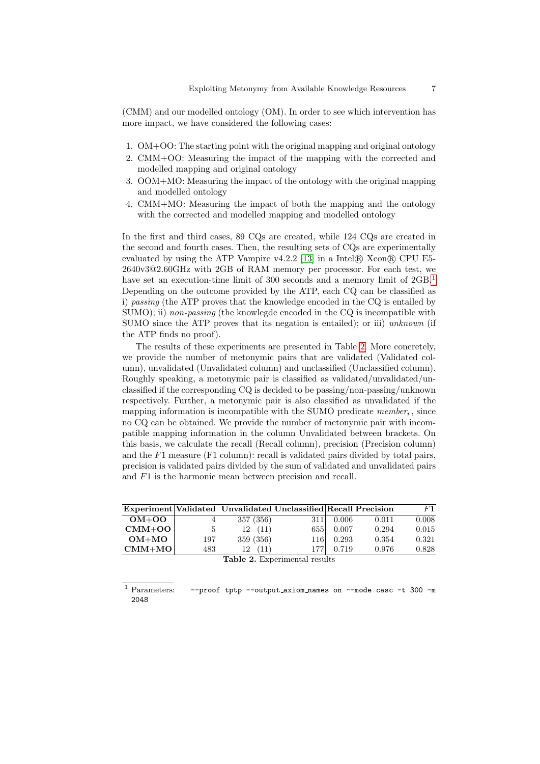(CMM) and our modelled ontology (OM). In order to see which intervention has more impact, we have considered the following cases:

1. OM+OO: The starting point with the original mapping and original ontology
2. CMM+OO: Measuring the impact of the mapping with the corrected and modelled mapping and original ontology
3. OOM+MO: Measuring the impact of the ontology with the original mapping and modelled ontology
4. CMM+MO: Measuring the impact of both the mapping and the ontology with the corrected and modelled mapping and modelled ontology

In the first and third cases, 89 CQs are created, while 124 CQs are created in the second and fourth cases. Then, the resulting sets of CQs are experimentally evaluated by using the ATP Vampire v4.2.2 [13] in a Intel® Xeon® CPU E5-2640v3@2.60GHz with 2GB of RAM memory per processor. For each test, we have set an execution-time limit of 300 seconds and a memory limit of 2GB.[1] Depending on the outcome provided by the ATP, each CQ can be classified as i) *passing* (the ATP proves that the knowledge encoded in the CQ is entailed by SUMO); ii) *non-passing* (the knowlegde encoded in the CQ is incompatible with SUMO since the ATP proves that its negation is entailed); or iii) *unknown* (if the ATP finds no proof).

The results of these experiments are presented in Table 2. More concretely, we provide the number of metonymic pairs that are validated (Validated column), unvalidated (Unvalidated column) and unclassified (Unclassified column). Roughly speaking, a metonymic pair is classified as validated/unvalidated/unclassified if the corresponding CQ is decided to be passing/non-passing/unknown respectively. Further, a metonymic pair is also classified as unvalidated if the mapping information is incompatible with the SUMO predicate $member_r$, since no CQ can be obtained. We provide the number of metonymic pair with incompatible mapping information in the column Unvalidated between brackets. On this basis, we calculate the recall (Recall column), precision (Precision column) and the $F1$ measure (F1 column): recall is validated pairs divided by total pairs, precision is validated pairs divided by the sum of validated and unvalidated pairs and $F1$ is the harmonic mean between precision and recall.

| Experiment | Validated | Unvalidated | Unclassified | Recall | Precision | $F1$ |
|---|---|---|---|---|---|---|
| **OM+OO** | 4 | 357 (356) | 311 | 0.006 | 0.011 | 0.008 |
| **CMM+OO** | 5 | 12 (11) | 655 | 0.007 | 0.294 | 0.015 |
| **OM+MO** | 197 | 359 (356) | 116 | 0.293 | 0.354 | 0.321 |
| **CMM+MO** | 483 | 12 (11) | 177 | 0.719 | 0.976 | 0.828 |

**Table 2.** Experimental results

[1] Parameters: `--proof tptp --output_axiom_names on --mode casc -t 300 -m 2048`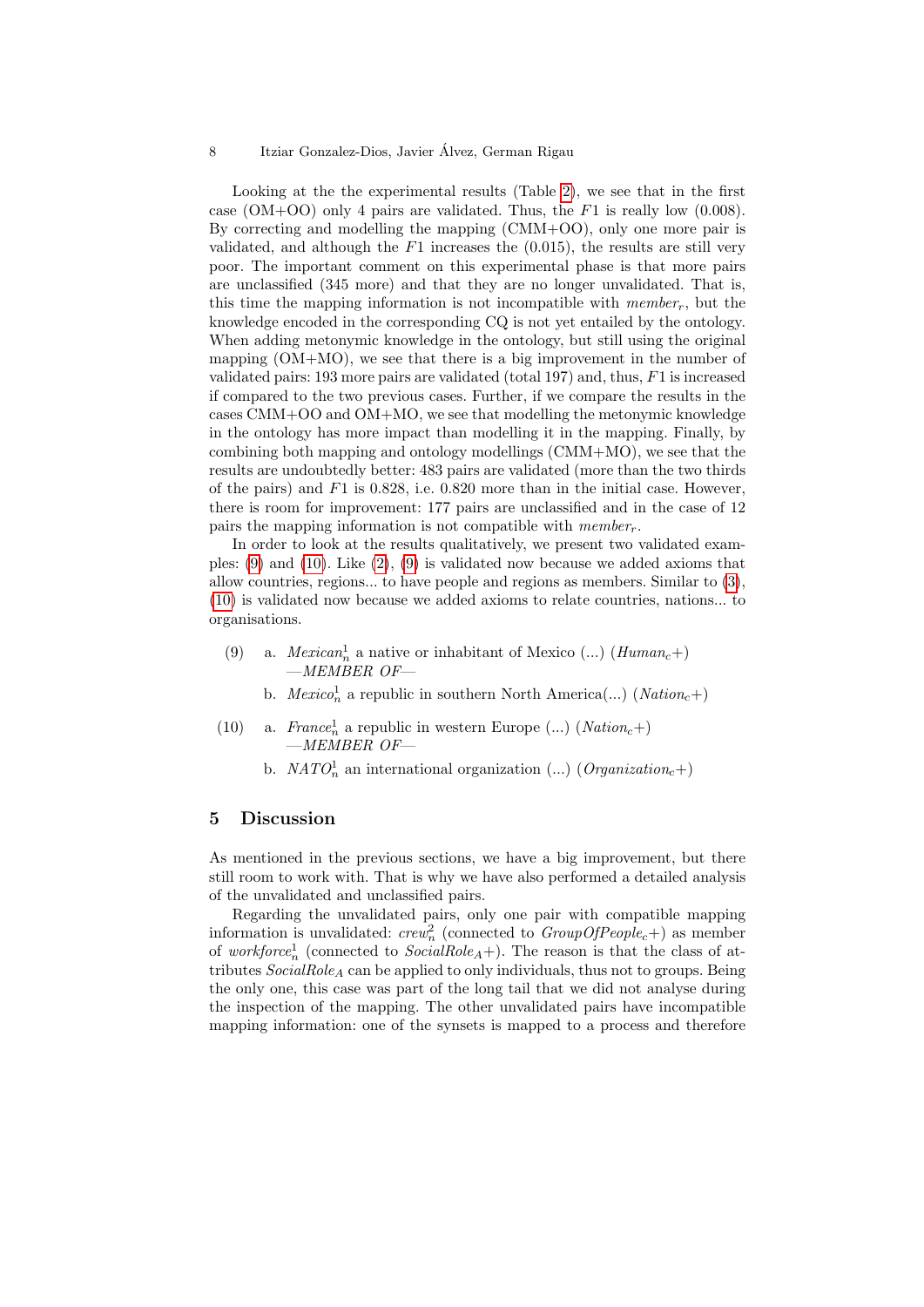Looking at the the experimental results (Table 2), we see that in the first case (OM+OO) only 4 pairs are validated. Thus, the $F1$ is really low (0.008). By correcting and modelling the mapping (CMM+OO), only one more pair is validated, and although the $F1$ increases the (0.015), the results are still very poor. The important comment on this experimental phase is that more pairs are unclassified (345 more) and that they are no longer unvalidated. That is, this time the mapping information is not incompatible with $member_r$, but the knowledge encoded in the corresponding CQ is not yet entailed by the ontology. When adding metonymic knowledge in the ontology, but still using the original mapping (OM+MO), we see that there is a big improvement in the number of validated pairs: 193 more pairs are validated (total 197) and, thus, $F1$ is increased if compared to the two previous cases. Further, if we compare the results in the cases CMM+OO and OM+MO, we see that modelling the metonymic knowledge in the ontology has more impact than modelling it in the mapping. Finally, by combining both mapping and ontology modellings (CMM+MO), we see that the results are undoubtedly better: 483 pairs are validated (more than the two thirds of the pairs) and $F1$ is 0.828, i.e. 0.820 more than in the initial case. However, there is room for improvement: 177 pairs are unclassified and in the case of 12 pairs the mapping information is not compatible with $member_r$.

In order to look at the results qualitatively, we present two validated examples: (9) and (10). Like (2), (9) is validated now because we added axioms that allow countries, regions... to have people and regions as members. Similar to (3), (10) is validated now because we added axioms to relate countries, nations... to organisations.

(9) a. $Mexican_n^1$ a native or inhabitant of Mexico (...) ($Human_c$+)
 —*MEMBER OF*—

 b. $Mexico_n^1$ a republic in southern North America(...) ($Nation_c$+)

(10) a. $France_n^1$ a republic in western Europe (...) ($Nation_c$+)
 —*MEMBER OF*—

 b. $NATO_n^1$ an international organization (...) ($Organization_c$+)

## 5 Discussion

As mentioned in the previous sections, we have a big improvement, but there still room to work with. That is why we have also performed a detailed analysis of the unvalidated and unclassified pairs.

Regarding the unvalidated pairs, only one pair with compatible mapping information is unvalidated: $crew_n^2$ (connected to $GroupOfPeople_c$+) as member of $workforce_n^1$ (connected to $SocialRole_A$+). The reason is that the class of attributes $SocialRole_A$ can be applied to only individuals, thus not to groups. Being the only one, this case was part of the long tail that we did not analyse during the inspection of the mapping. The other unvalidated pairs have incompatible mapping information: one of the synsets is mapped to a process and therefore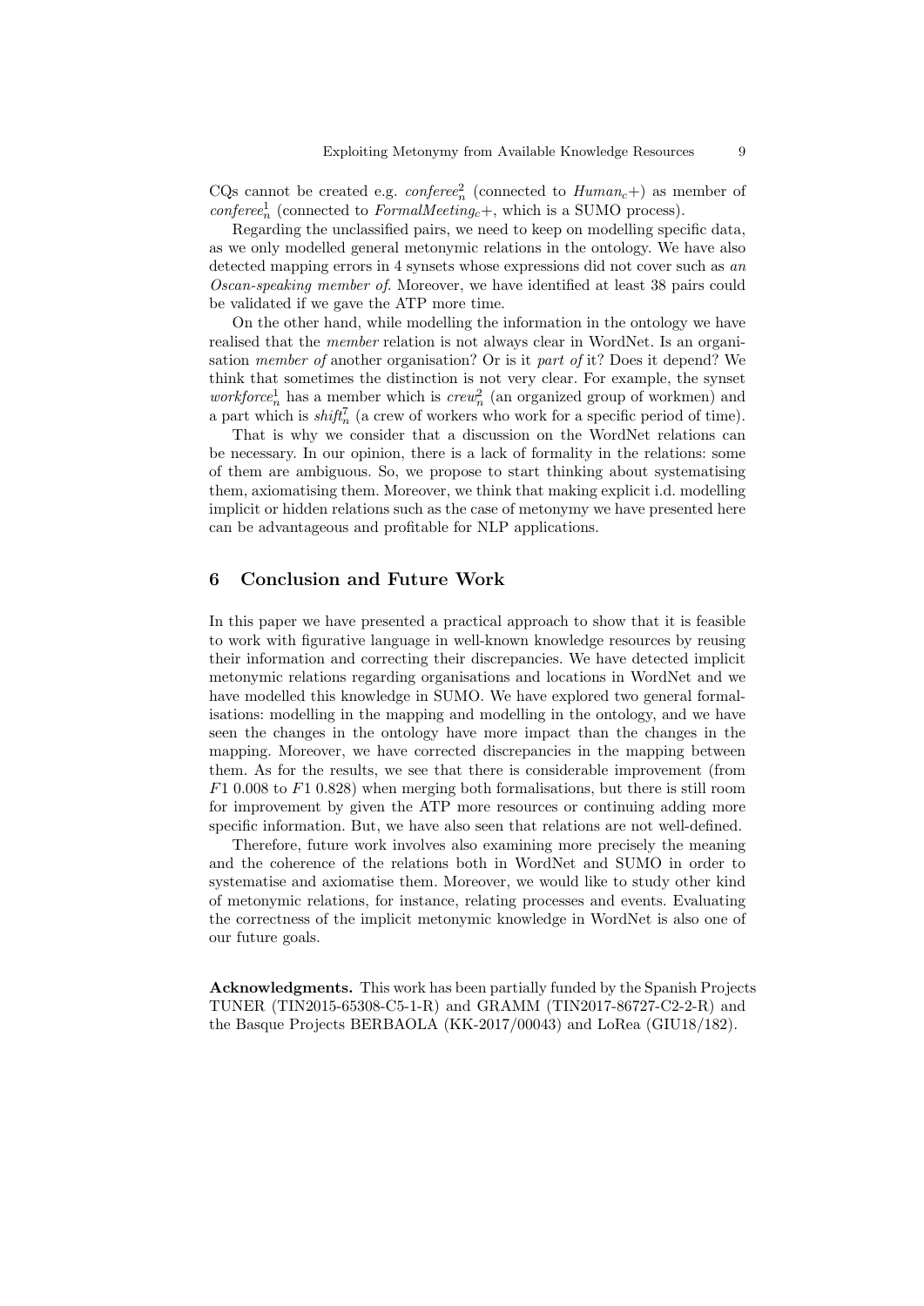CQs cannot be created e.g. $\mathit{conferee}_n^2$ (connected to $\mathit{Human}_c+$) as member of $\mathit{conferee}_n^1$ (connected to $\mathit{FormalMeeting}_c+$, which is a SUMO process).

Regarding the unclassified pairs, we need to keep on modelling specific data, as we only modelled general metonymic relations in the ontology. We have also detected mapping errors in 4 synsets whose expressions did not cover such as *an Oscan-speaking member of*. Moreover, we have identified at least 38 pairs could be validated if we gave the ATP more time.

On the other hand, while modelling the information in the ontology we have realised that the *member* relation is not always clear in WordNet. Is an organisation *member of* another organisation? Or is it *part of* it? Does it depend? We think that sometimes the distinction is not very clear. For example, the synset $\mathit{workforce}_n^1$ has a member which is $\mathit{crew}_n^2$ (an organized group of workmen) and a part which is $\mathit{shift}_n^7$ (a crew of workers who work for a specific period of time).

That is why we consider that a discussion on the WordNet relations can be necessary. In our opinion, there is a lack of formality in the relations: some of them are ambiguous. So, we propose to start thinking about systematising them, axiomatising them. Moreover, we think that making explicit i.d. modelling implicit or hidden relations such as the case of metonymy we have presented here can be advantageous and profitable for NLP applications.

## 6 Conclusion and Future Work

In this paper we have presented a practical approach to show that it is feasible to work with figurative language in well-known knowledge resources by reusing their information and correcting their discrepancies. We have detected implicit metonymic relations regarding organisations and locations in WordNet and we have modelled this knowledge in SUMO. We have explored two general formalisations: modelling in the mapping and modelling in the ontology, and we have seen the changes in the ontology have more impact than the changes in the mapping. Moreover, we have corrected discrepancies in the mapping between them. As for the results, we see that there is considerable improvement (from $F1$ 0.008 to $F1$ 0.828) when merging both formalisations, but there is still room for improvement by given the ATP more resources or continuing adding more specific information. But, we have also seen that relations are not well-defined.

Therefore, future work involves also examining more precisely the meaning and the coherence of the relations both in WordNet and SUMO in order to systematise and axiomatise them. Moreover, we would like to study other kind of metonymic relations, for instance, relating processes and events. Evaluating the correctness of the implicit metonymic knowledge in WordNet is also one of our future goals.

**Acknowledgments.** This work has been partially funded by the Spanish Projects TUNER (TIN2015-65308-C5-1-R) and GRAMM (TIN2017-86727-C2-2-R) and the Basque Projects BERBAOLA (KK-2017/00043) and LoRea (GIU18/182).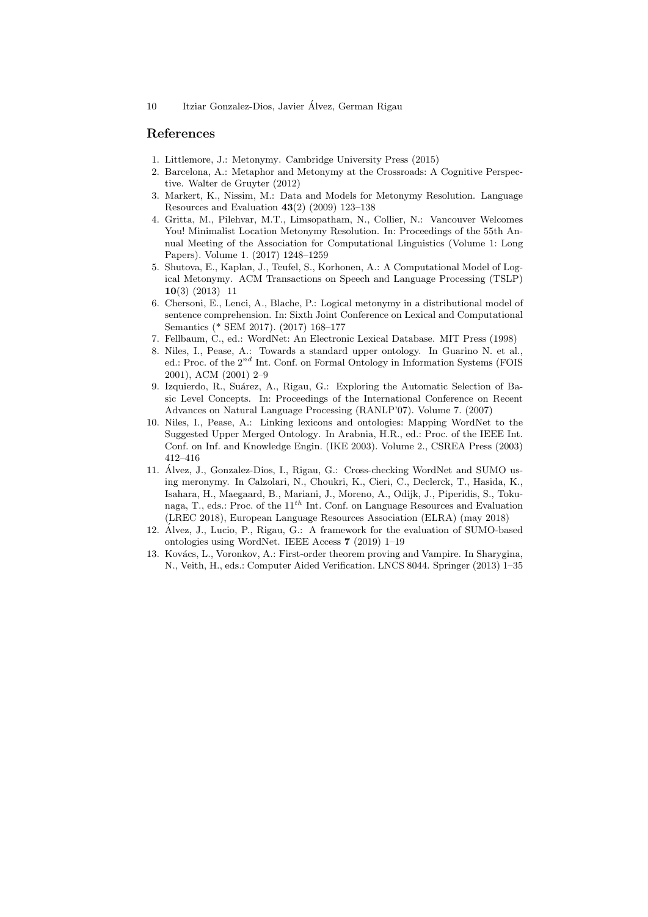## References

1. Littlemore, J.: Metonymy. Cambridge University Press (2015)
2. Barcelona, A.: Metaphor and Metonymy at the Crossroads: A Cognitive Perspective. Walter de Gruyter (2012)
3. Markert, K., Nissim, M.: Data and Models for Metonymy Resolution. Language Resources and Evaluation **43**(2) (2009) 123–138
4. Gritta, M., Pilehvar, M.T., Limsopatham, N., Collier, N.: Vancouver Welcomes You! Minimalist Location Metonymy Resolution. In: Proceedings of the 55th Annual Meeting of the Association for Computational Linguistics (Volume 1: Long Papers). Volume 1. (2017) 1248–1259
5. Shutova, E., Kaplan, J., Teufel, S., Korhonen, A.: A Computational Model of Logical Metonymy. ACM Transactions on Speech and Language Processing (TSLP) **10**(3) (2013) 11
6. Chersoni, E., Lenci, A., Blache, P.: Logical metonymy in a distributional model of sentence comprehension. In: Sixth Joint Conference on Lexical and Computational Semantics (* SEM 2017). (2017) 168–177
7. Fellbaum, C., ed.: WordNet: An Electronic Lexical Database. MIT Press (1998)
8. Niles, I., Pease, A.: Towards a standard upper ontology. In Guarino N. et al., ed.: Proc. of the $2^{nd}$ Int. Conf. on Formal Ontology in Information Systems (FOIS 2001), ACM (2001) 2–9
9. Izquierdo, R., Suárez, A., Rigau, G.: Exploring the Automatic Selection of Basic Level Concepts. In: Proceedings of the International Conference on Recent Advances on Natural Language Processing (RANLP'07). Volume 7. (2007)
10. Niles, I., Pease, A.: Linking lexicons and ontologies: Mapping WordNet to the Suggested Upper Merged Ontology. In Arabnia, H.R., ed.: Proc. of the IEEE Int. Conf. on Inf. and Knowledge Engin. (IKE 2003). Volume 2., CSREA Press (2003) 412–416
11. Álvez, J., Gonzalez-Dios, I., Rigau, G.: Cross-checking WordNet and SUMO using meronymy. In Calzolari, N., Choukri, K., Cieri, C., Declerck, T., Hasida, K., Isahara, H., Maegaard, B., Mariani, J., Moreno, A., Odijk, J., Piperidis, S., Tokunaga, T., eds.: Proc. of the $11^{th}$ Int. Conf. on Language Resources and Evaluation (LREC 2018), European Language Resources Association (ELRA) (may 2018)
12. Álvez, J., Lucio, P., Rigau, G.: A framework for the evaluation of SUMO-based ontologies using WordNet. IEEE Access **7** (2019) 1–19
13. Kovács, L., Voronkov, A.: First-order theorem proving and Vampire. In Sharygina, N., Veith, H., eds.: Computer Aided Verification. LNCS 8044. Springer (2013) 1–35